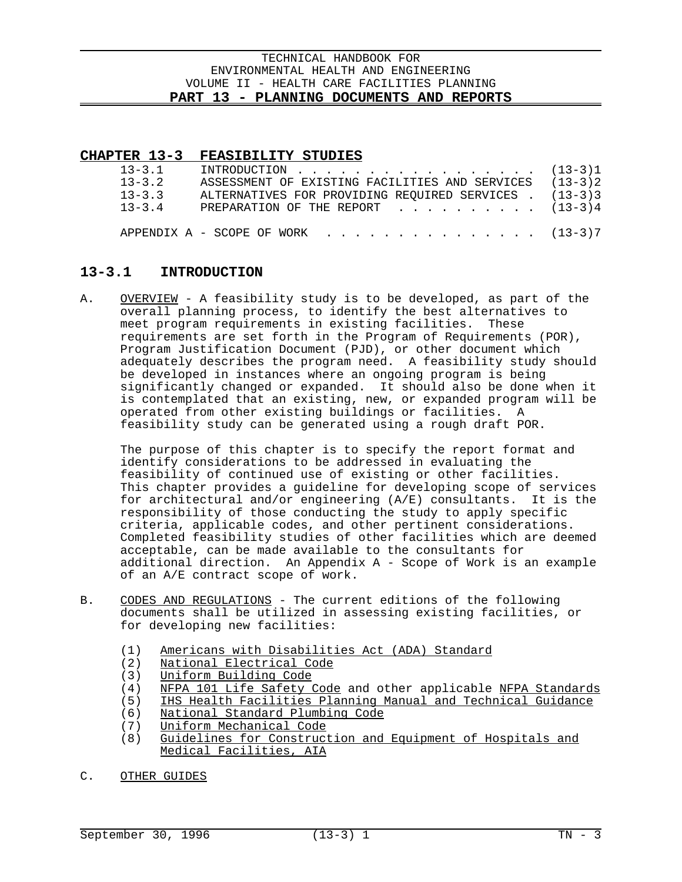# CHAPTER 13-3 FEASIBILITY STUDIES

| | | |
|---|---|---|
| 13-3.1 | INTRODUCTION | (13-3)1 |
| 13-3.2 | ASSESSMENT OF EXISTING FACILITIES AND SERVICES | (13-3)2 |
| 13-3.3 | ALTERNATIVES FOR PROVIDING REQUIRED SERVICES | (13-3)3 |
| 13-3.4 | PREPARATION OF THE REPORT | (13-3)4 |
| | APPENDIX A - SCOPE OF WORK | (13-3)7 |

## 13-3.1 INTRODUCTION

A. OVERVIEW - A feasibility study is to be developed, as part of the overall planning process, to identify the best alternatives to meet program requirements in existing facilities. These requirements are set forth in the Program of Requirements (POR), Program Justification Document (PJD), or other document which adequately describes the program need. A feasibility study should be developed in instances where an ongoing program is being significantly changed or expanded. It should also be done when it is contemplated that an existing, new, or expanded program will be operated from other existing buildings or facilities. A feasibility study can be generated using a rough draft POR.

The purpose of this chapter is to specify the report format and identify considerations to be addressed in evaluating the feasibility of continued use of existing or other facilities. This chapter provides a guideline for developing scope of services for architectural and/or engineering (A/E) consultants. It is the responsibility of those conducting the study to apply specific criteria, applicable codes, and other pertinent considerations. Completed feasibility studies of other facilities which are deemed acceptable, can be made available to the consultants for additional direction. An Appendix A - Scope of Work is an example of an A/E contract scope of work.

B. CODES AND REGULATIONS - The current editions of the following documents shall be utilized in assessing existing facilities, or for developing new facilities:

(1) Americans with Disabilities Act (ADA) Standard
(2) National Electrical Code
(3) Uniform Building Code
(4) NFPA 101 Life Safety Code and other applicable NFPA Standards
(5) IHS Health Facilities Planning Manual and Technical Guidance
(6) National Standard Plumbing Code
(7) Uniform Mechanical Code
(8) Guidelines for Construction and Equipment of Hospitals and Medical Facilities, AIA

C. OTHER GUIDES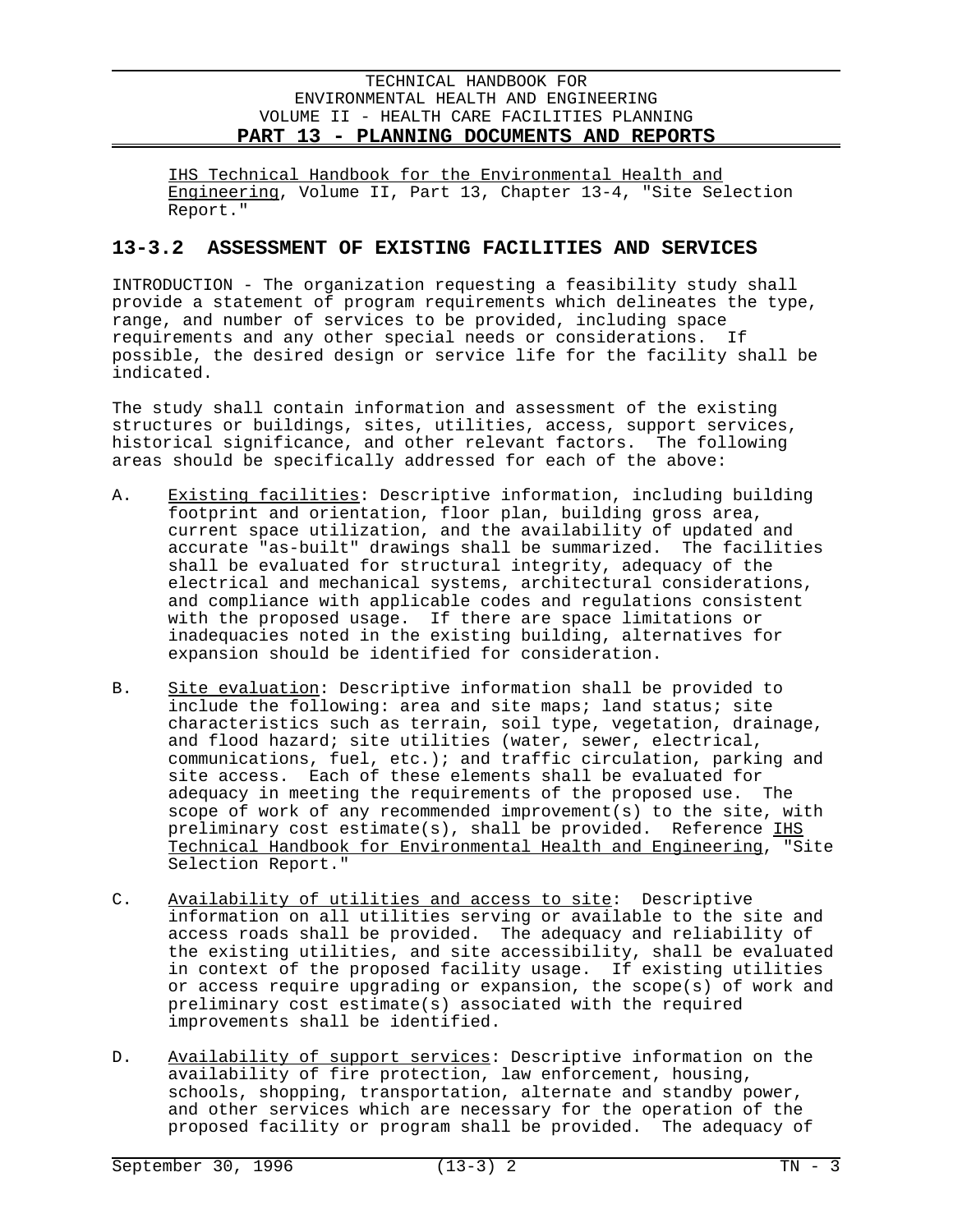<u>IHS Technical Handbook for the Environmental Health and Engineering</u>, Volume II, Part 13, Chapter 13-4, "Site Selection Report."

## 13-3.2 ASSESSMENT OF EXISTING FACILITIES AND SERVICES

INTRODUCTION - The organization requesting a feasibility study shall provide a statement of program requirements which delineates the type, range, and number of services to be provided, including space requirements and any other special needs or considerations. If possible, the desired design or service life for the facility shall be indicated.

The study shall contain information and assessment of the existing structures or buildings, sites, utilities, access, support services, historical significance, and other relevant factors. The following areas should be specifically addressed for each of the above:

A. <u>Existing facilities</u>: Descriptive information, including building footprint and orientation, floor plan, building gross area, current space utilization, and the availability of updated and accurate "as-built" drawings shall be summarized. The facilities shall be evaluated for structural integrity, adequacy of the electrical and mechanical systems, architectural considerations, and compliance with applicable codes and regulations consistent with the proposed usage. If there are space limitations or inadequacies noted in the existing building, alternatives for expansion should be identified for consideration.

B. <u>Site evaluation</u>: Descriptive information shall be provided to include the following: area and site maps; land status; site characteristics such as terrain, soil type, vegetation, drainage, and flood hazard; site utilities (water, sewer, electrical, communications, fuel, etc.); and traffic circulation, parking and site access. Each of these elements shall be evaluated for adequacy in meeting the requirements of the proposed use. The scope of work of any recommended improvement(s) to the site, with preliminary cost estimate(s), shall be provided. Reference <u>IHS Technical Handbook for Environmental Health and Engineering</u>, "Site Selection Report."

C. <u>Availability of utilities and access to site</u>: Descriptive information on all utilities serving or available to the site and access roads shall be provided. The adequacy and reliability of the existing utilities, and site accessibility, shall be evaluated in context of the proposed facility usage. If existing utilities or access require upgrading or expansion, the scope(s) of work and preliminary cost estimate(s) associated with the required improvements shall be identified.

D. <u>Availability of support services</u>: Descriptive information on the availability of fire protection, law enforcement, housing, schools, shopping, transportation, alternate and standby power, and other services which are necessary for the operation of the proposed facility or program shall be provided. The adequacy of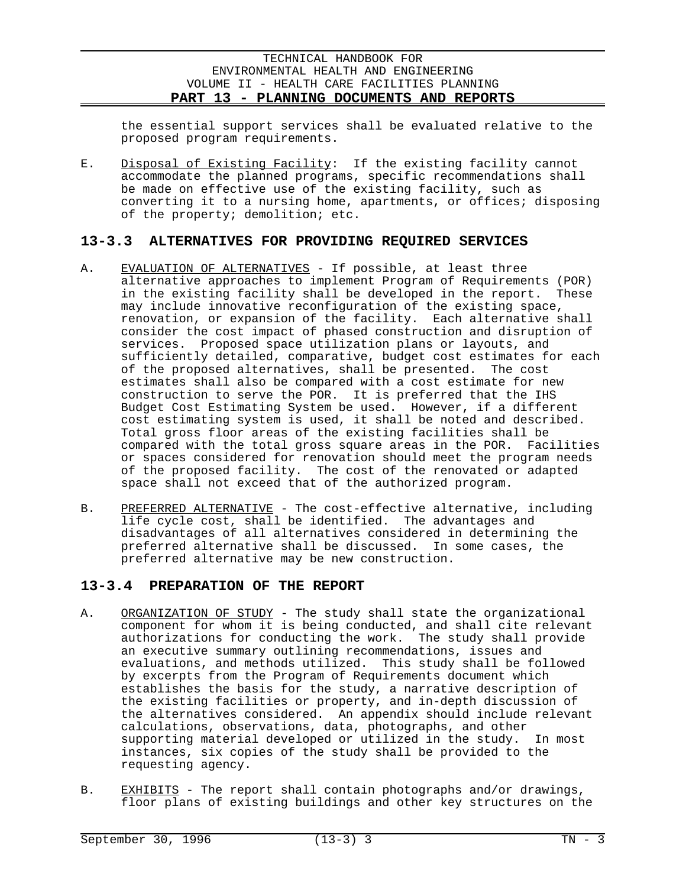the essential support services shall be evaluated relative to the proposed program requirements.

E. Disposal of Existing Facility: If the existing facility cannot accommodate the planned programs, specific recommendations shall be made on effective use of the existing facility, such as converting it to a nursing home, apartments, or offices; disposing of the property; demolition; etc.

## 13-3.3 ALTERNATIVES FOR PROVIDING REQUIRED SERVICES

A. EVALUATION OF ALTERNATIVES - If possible, at least three alternative approaches to implement Program of Requirements (POR) in the existing facility shall be developed in the report. These may include innovative reconfiguration of the existing space, renovation, or expansion of the facility. Each alternative shall consider the cost impact of phased construction and disruption of services. Proposed space utilization plans or layouts, and sufficiently detailed, comparative, budget cost estimates for each of the proposed alternatives, shall be presented. The cost estimates shall also be compared with a cost estimate for new construction to serve the POR. It is preferred that the IHS Budget Cost Estimating System be used. However, if a different cost estimating system is used, it shall be noted and described. Total gross floor areas of the existing facilities shall be compared with the total gross square areas in the POR. Facilities or spaces considered for renovation should meet the program needs of the proposed facility. The cost of the renovated or adapted space shall not exceed that of the authorized program.

B. PREFERRED ALTERNATIVE - The cost-effective alternative, including life cycle cost, shall be identified. The advantages and disadvantages of all alternatives considered in determining the preferred alternative shall be discussed. In some cases, the preferred alternative may be new construction.

## 13-3.4 PREPARATION OF THE REPORT

A. ORGANIZATION OF STUDY - The study shall state the organizational component for whom it is being conducted, and shall cite relevant authorizations for conducting the work. The study shall provide an executive summary outlining recommendations, issues and evaluations, and methods utilized. This study shall be followed by excerpts from the Program of Requirements document which establishes the basis for the study, a narrative description of the existing facilities or property, and in-depth discussion of the alternatives considered. An appendix should include relevant calculations, observations, data, photographs, and other supporting material developed or utilized in the study. In most instances, six copies of the study shall be provided to the requesting agency.

B. EXHIBITS - The report shall contain photographs and/or drawings, floor plans of existing buildings and other key structures on the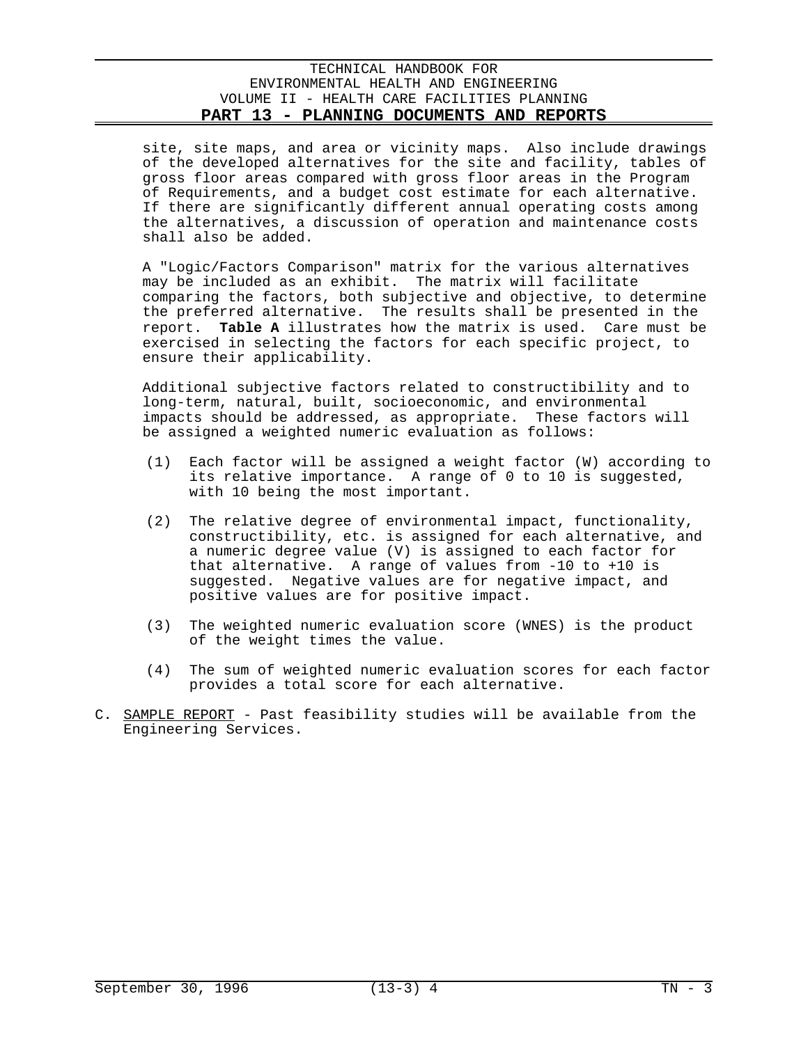site, site maps, and area or vicinity maps. Also include drawings of the developed alternatives for the site and facility, tables of gross floor areas compared with gross floor areas in the Program of Requirements, and a budget cost estimate for each alternative. If there are significantly different annual operating costs among the alternatives, a discussion of operation and maintenance costs shall also be added.

A "Logic/Factors Comparison" matrix for the various alternatives may be included as an exhibit. The matrix will facilitate comparing the factors, both subjective and objective, to determine the preferred alternative. The results shall be presented in the report. **Table A** illustrates how the matrix is used. Care must be exercised in selecting the factors for each specific project, to ensure their applicability.

Additional subjective factors related to constructibility and to long-term, natural, built, socioeconomic, and environmental impacts should be addressed, as appropriate. These factors will be assigned a weighted numeric evaluation as follows:

(1) Each factor will be assigned a weight factor (W) according to its relative importance. A range of 0 to 10 is suggested, with 10 being the most important.

(2) The relative degree of environmental impact, functionality, constructibility, etc. is assigned for each alternative, and a numeric degree value (V) is assigned to each factor for that alternative. A range of values from -10 to +10 is suggested. Negative values are for negative impact, and positive values are for positive impact.

(3) The weighted numeric evaluation score (WNES) is the product of the weight times the value.

(4) The sum of weighted numeric evaluation scores for each factor provides a total score for each alternative.

C. <u>SAMPLE REPORT</u> - Past feasibility studies will be available from the Engineering Services.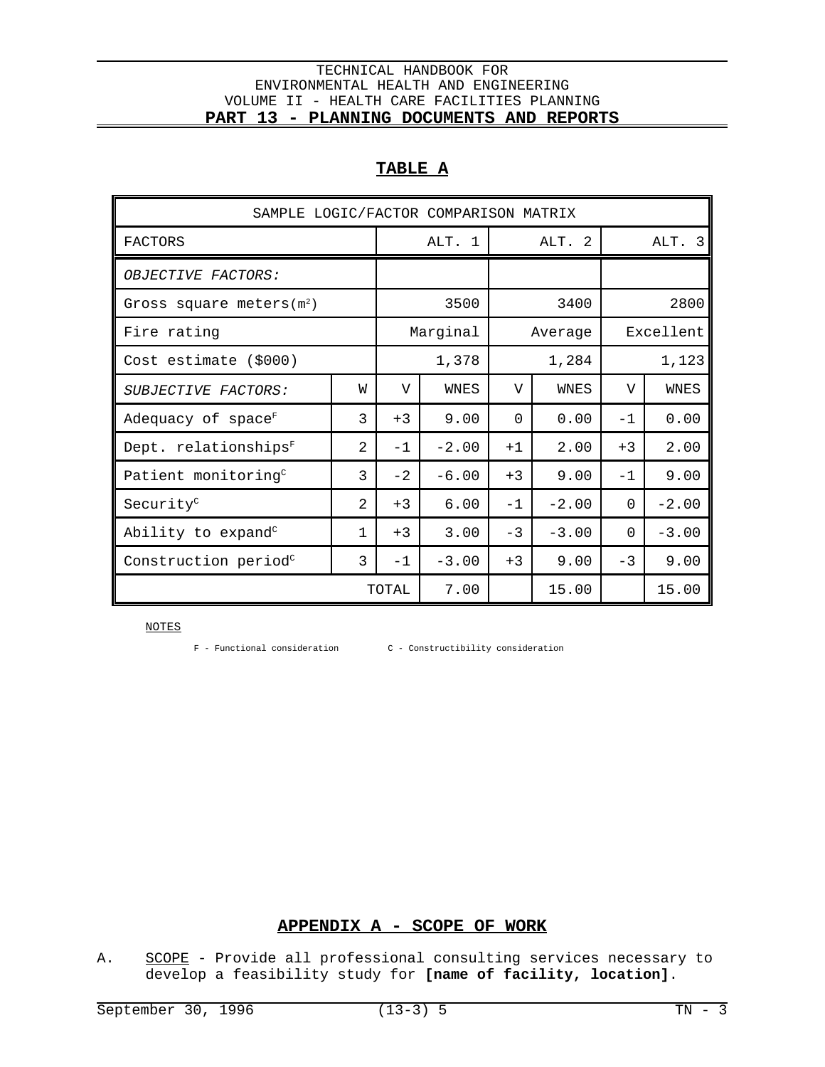## TABLE A

| SAMPLE LOGIC/FACTOR COMPARISON MATRIX | | | | | | | |
|---|---|---|---|---|---|---|---|
| FACTORS | | ALT. 1 | | ALT. 2 | | ALT. 3 | |
| *OBJECTIVE FACTORS:* | | | | | | | |
| Gross square meters($m^2$) | | 3500 | | 3400 | | 2800 | |
| Fire rating | | Marginal | | Average | | Excellent | |
| Cost estimate ($000) | | 1,378 | | 1,284 | | 1,123 | |
| *SUBJECTIVE FACTORS:* | W | V | WNES | V | WNES | V | WNES |
| Adequacy of space[F] | 3 | +3 | 9.00 | 0 | 0.00 | -1 | 0.00 |
| Dept. relationships[F] | 2 | -1 | -2.00 | +1 | 2.00 | +3 | 2.00 |
| Patient monitoring[C] | 3 | -2 | -6.00 | +3 | 9.00 | -1 | 9.00 |
| Security[C] | 2 | +3 | 6.00 | -1 | -2.00 | 0 | -2.00 |
| Ability to expand[C] | 1 | +3 | 3.00 | -3 | -3.00 | 0 | -3.00 |
| Construction period[C] | 3 | -1 | -3.00 | +3 | 9.00 | -3 | 9.00 |
| | | TOTAL | 7.00 | | 15.00 | | 15.00 |

NOTES

F - Functional consideration C - Constructibility consideration

## APPENDIX A - SCOPE OF WORK

A. SCOPE - Provide all professional consulting services necessary to develop a feasibility study for **[name of facility, location]**.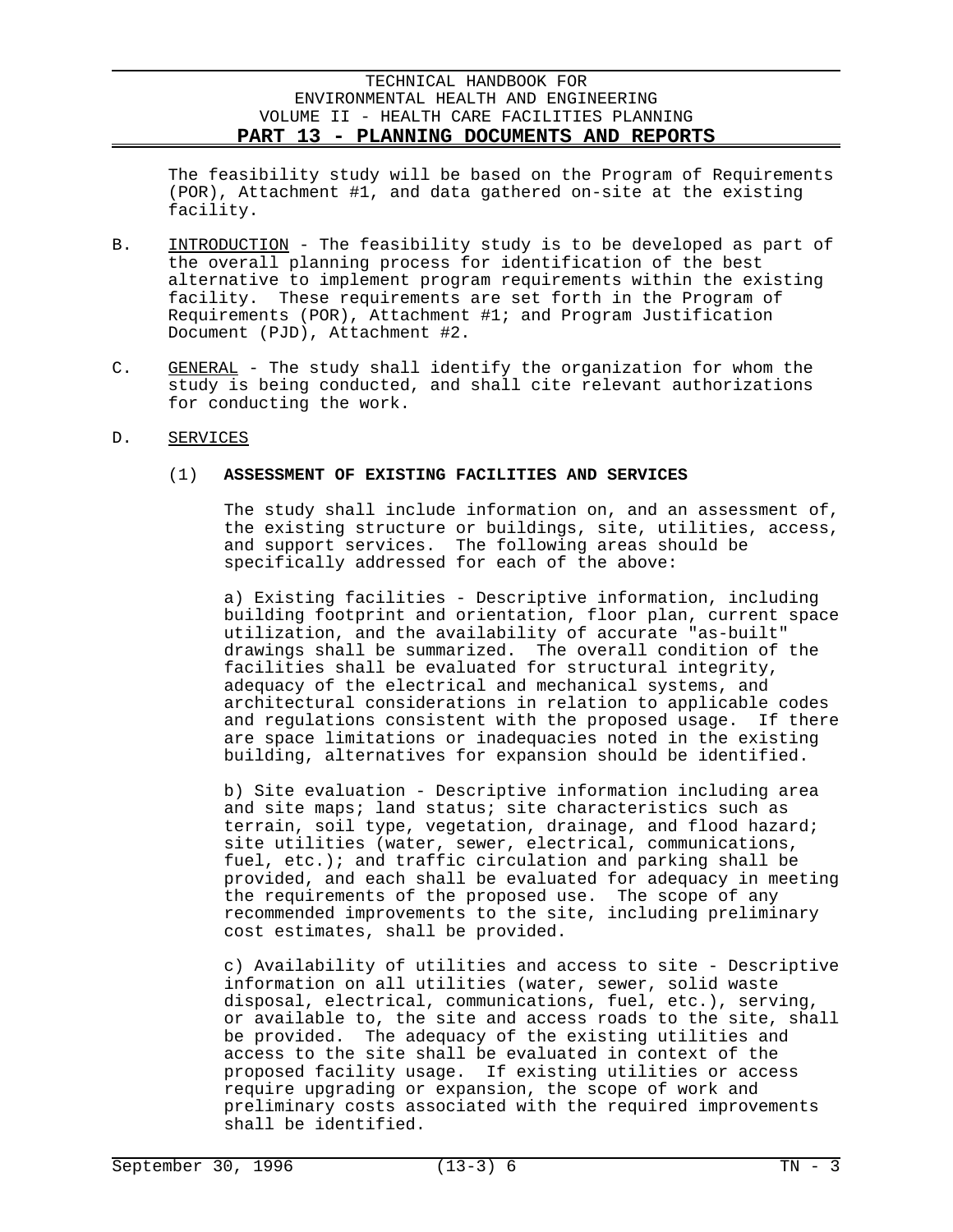The feasibility study will be based on the Program of Requirements (POR), Attachment #1, and data gathered on-site at the existing facility.

B. INTRODUCTION - The feasibility study is to be developed as part of the overall planning process for identification of the best alternative to implement program requirements within the existing facility. These requirements are set forth in the Program of Requirements (POR), Attachment #1; and Program Justification Document (PJD), Attachment #2.

C. GENERAL - The study shall identify the organization for whom the study is being conducted, and shall cite relevant authorizations for conducting the work.

D. SERVICES

(1) **ASSESSMENT OF EXISTING FACILITIES AND SERVICES**

The study shall include information on, and an assessment of, the existing structure or buildings, site, utilities, access, and support services. The following areas should be specifically addressed for each of the above:

a) Existing facilities - Descriptive information, including building footprint and orientation, floor plan, current space utilization, and the availability of accurate "as-built" drawings shall be summarized. The overall condition of the facilities shall be evaluated for structural integrity, adequacy of the electrical and mechanical systems, and architectural considerations in relation to applicable codes and regulations consistent with the proposed usage. If there are space limitations or inadequacies noted in the existing building, alternatives for expansion should be identified.

b) Site evaluation - Descriptive information including area and site maps; land status; site characteristics such as terrain, soil type, vegetation, drainage, and flood hazard; site utilities (water, sewer, electrical, communications, fuel, etc.); and traffic circulation and parking shall be provided, and each shall be evaluated for adequacy in meeting the requirements of the proposed use. The scope of any recommended improvements to the site, including preliminary cost estimates, shall be provided.

c) Availability of utilities and access to site - Descriptive information on all utilities (water, sewer, solid waste disposal, electrical, communications, fuel, etc.), serving, or available to, the site and access roads to the site, shall be provided. The adequacy of the existing utilities and access to the site shall be evaluated in context of the proposed facility usage. If existing utilities or access require upgrading or expansion, the scope of work and preliminary costs associated with the required improvements shall be identified.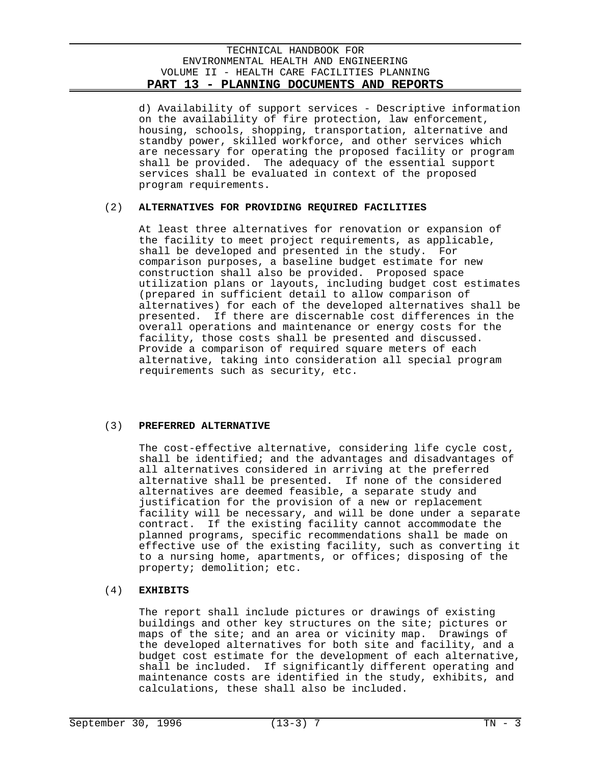d) Availability of support services - Descriptive information on the availability of fire protection, law enforcement, housing, schools, shopping, transportation, alternative and standby power, skilled workforce, and other services which are necessary for operating the proposed facility or program shall be provided. The adequacy of the essential support services shall be evaluated in context of the proposed program requirements.

(2) **ALTERNATIVES FOR PROVIDING REQUIRED FACILITIES**

At least three alternatives for renovation or expansion of the facility to meet project requirements, as applicable, shall be developed and presented in the study. For comparison purposes, a baseline budget estimate for new construction shall also be provided. Proposed space utilization plans or layouts, including budget cost estimates (prepared in sufficient detail to allow comparison of alternatives) for each of the developed alternatives shall be presented. If there are discernable cost differences in the overall operations and maintenance or energy costs for the facility, those costs shall be presented and discussed. Provide a comparison of required square meters of each alternative, taking into consideration all special program requirements such as security, etc.

(3) **PREFERRED ALTERNATIVE**

The cost-effective alternative, considering life cycle cost, shall be identified; and the advantages and disadvantages of all alternatives considered in arriving at the preferred alternative shall be presented. If none of the considered alternatives are deemed feasible, a separate study and justification for the provision of a new or replacement facility will be necessary, and will be done under a separate contract. If the existing facility cannot accommodate the planned programs, specific recommendations shall be made on effective use of the existing facility, such as converting it to a nursing home, apartments, or offices; disposing of the property; demolition; etc.

(4) **EXHIBITS**

The report shall include pictures or drawings of existing buildings and other key structures on the site; pictures or maps of the site; and an area or vicinity map. Drawings of the developed alternatives for both site and facility, and a budget cost estimate for the development of each alternative, shall be included. If significantly different operating and maintenance costs are identified in the study, exhibits, and calculations, these shall also be included.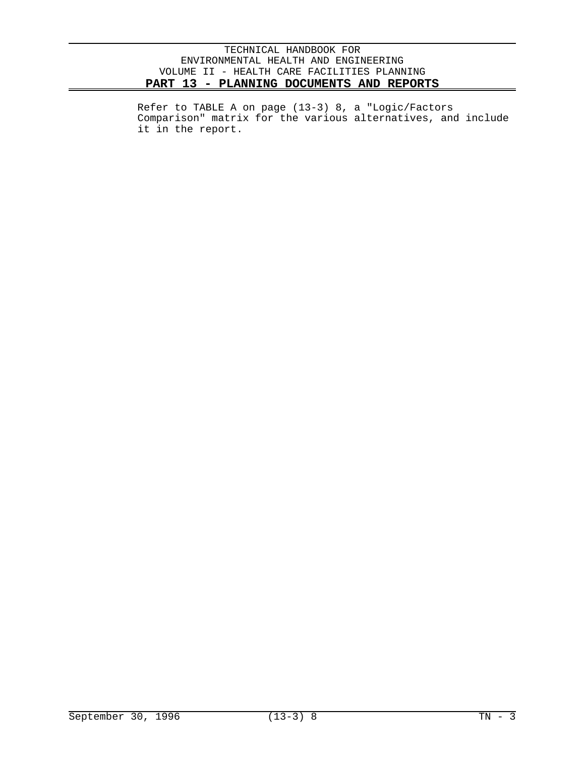Refer to TABLE A on page (13-3) 8, a "Logic/Factors Comparison" matrix for the various alternatives, and include it in the report.